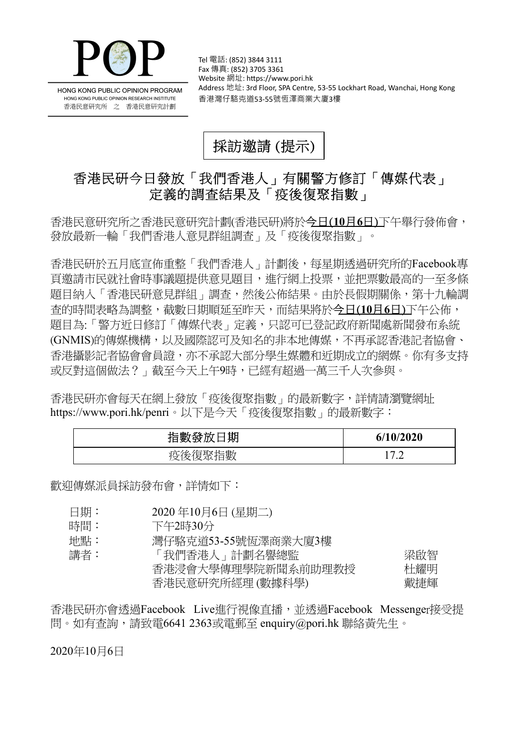# POP

HONG KONG PUBLIC OPINION PROGRAM
HONG KONG PUBLIC OPINION RESEARCH INSTITUTE
香港民意研究所 之 香港民意研究計劃

Tel 電話: (852) 3844 3111
Fax 傳真: (852) 3705 3361
Website 網址: https://www.pori.hk
Address 地址: 3rd Floor, SPA Centre, 53-55 Lockhart Road, Wanchai, Hong Kong
香港灣仔駱克道53-55號恆澤商業大廈3樓

## 採訪邀請 (提示)

## 香港民研今日發放「我們香港人」有關警方修訂「傳媒代表」定義的調查結果及「疫後復聚指數」

香港民意研究所之香港民意研究計劃(香港民研)將於<u>今日(**10**月**6**日)</u>下午舉行發佈會，發放最新一輪「我們香港人意見群組調查」及「疫後復聚指數」。

香港民研於五月底宣佈重整「我們香港人」計劃後，每星期透過研究所的Facebook專頁邀請市民就社會時事議題提供意見題目，進行網上投票，並把票數最高的一至多條題目納入「香港民研意見群組」調查，然後公佈結果。由於長假期關係，第十九輪調查的時間表略為調整，截數日期順延至昨天，而結果將於<u>今日(**10**月**6**日)</u>下午公佈，題目為:「警方近日修訂「傳媒代表」定義，只認可已登記政府新聞處新聞發布系統(GNMIS)的傳媒機構，以及國際認可及知名的非本地傳媒，不再承認香港記者協會、香港攝影記者協會會員證，亦不承認大部分學生媒體和近期成立的網媒。你有多支持或反對這個做法？」截至今天上午9時，已經有超過一萬三千人次參與。

香港民研亦會每天在網上發放「疫後復聚指數」的最新數字，詳情請瀏覽網址 https://www.pori.hk/penri。以下是今天「疫後復聚指數」的最新數字：

| 指數發放日期 | **6/10/2020** |
|---|---|
| 疫後復聚指數 | 17.2 |

歡迎傳媒派員採訪發布會，詳情如下：

| | | |
|---|---|---|
| 日期： | 2020 年10月6日 (星期二) | |
| 時間： | 下午2時30分 | |
| 地點： | 灣仔駱克道53-55號恆澤商業大廈3樓 | |
| 講者： | 「我們香港人」計劃名譽總監 | 梁啟智 |
| | 香港浸會大學傳理學院新聞系前助理教授 | 杜耀明 |
| | 香港民意研究所經理 (數據科學) | 戴捷輝 |

香港民研亦會透過Facebook Live進行視像直播，並透過Facebook Messenger接受提問。如有查詢，請致電6641 2363或電郵至 enquiry@pori.hk 聯絡黃先生。

2020年10月6日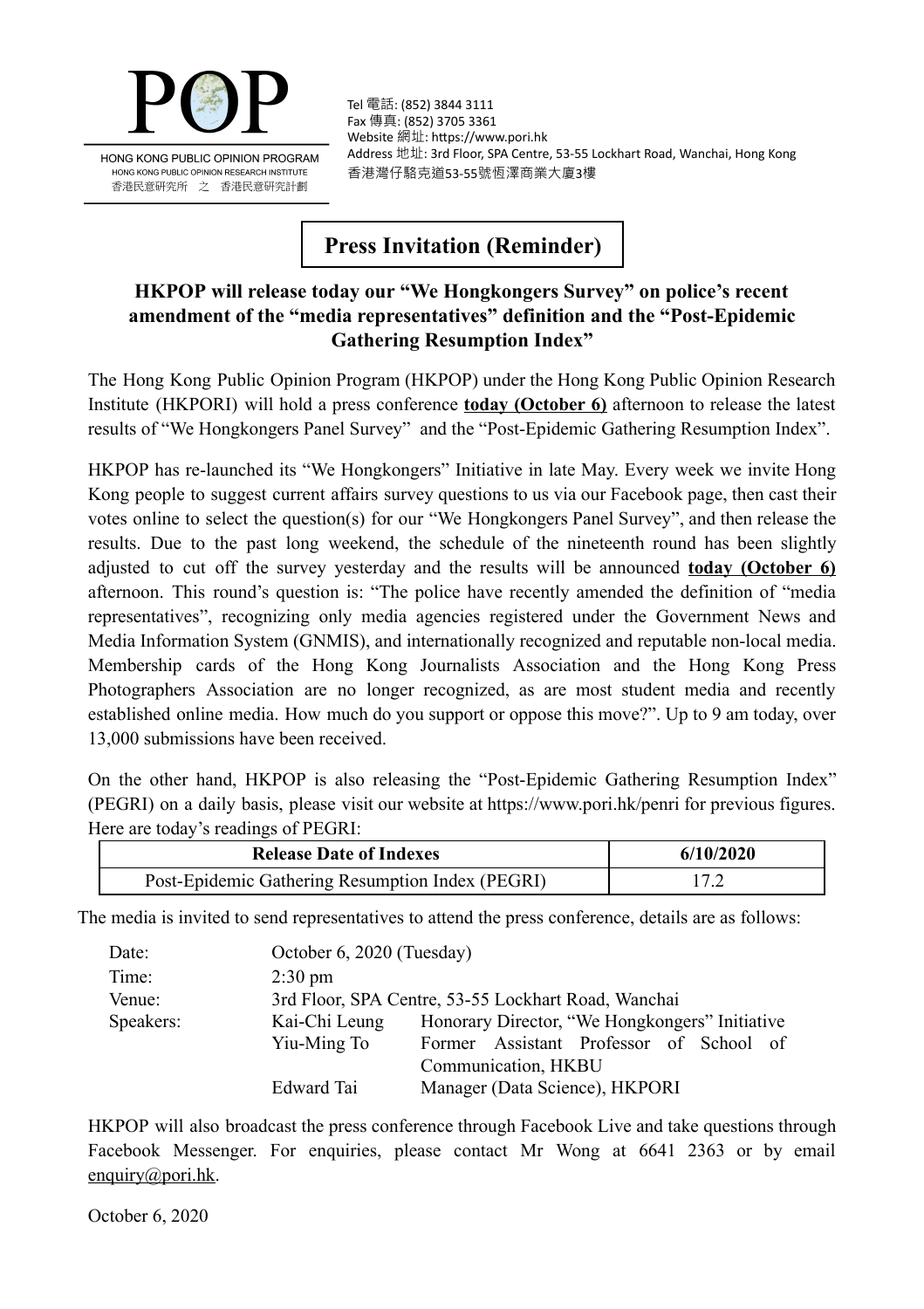POP

HONG KONG PUBLIC OPINION PROGRAM
HONG KONG PUBLIC OPINION RESEARCH INSTITUTE
香港民意研究所　之　香港民意研究計劃

Tel 電話: (852) 3844 3111
Fax 傳真: (852) 3705 3361
Website 網址: https://www.pori.hk
Address 地址: 3rd Floor, SPA Centre, 53-55 Lockhart Road, Wanchai, Hong Kong
香港灣仔駱克道53-55號恆澤商業大廈3樓

# Press Invitation (Reminder)

## HKPOP will release today our "We Hongkongers Survey" on police's recent amendment of the "media representatives" definition and the "Post-Epidemic Gathering Resumption Index"

The Hong Kong Public Opinion Program (HKPOP) under the Hong Kong Public Opinion Research Institute (HKPORI) will hold a press conference **today (October 6)** afternoon to release the latest results of "We Hongkongers Panel Survey" and the "Post-Epidemic Gathering Resumption Index".

HKPOP has re-launched its "We Hongkongers" Initiative in late May. Every week we invite Hong Kong people to suggest current affairs survey questions to us via our Facebook page, then cast their votes online to select the question(s) for our "We Hongkongers Panel Survey", and then release the results. Due to the past long weekend, the schedule of the nineteenth round has been slightly adjusted to cut off the survey yesterday and the results will be announced **today (October 6)** afternoon. This round's question is: "The police have recently amended the definition of "media representatives", recognizing only media agencies registered under the Government News and Media Information System (GNMIS), and internationally recognized and reputable non-local media. Membership cards of the Hong Kong Journalists Association and the Hong Kong Press Photographers Association are no longer recognized, as are most student media and recently established online media. How much do you support or oppose this move?". Up to 9 am today, over 13,000 submissions have been received.

On the other hand, HKPOP is also releasing the "Post-Epidemic Gathering Resumption Index" (PEGRI) on a daily basis, please visit our website at https://www.pori.hk/penri for previous figures. Here are today's readings of PEGRI:

| Release Date of Indexes | 6/10/2020 |
|---|---|
| Post-Epidemic Gathering Resumption Index (PEGRI) | 17.2 |

The media is invited to send representatives to attend the press conference, details are as follows:

| | | |
|---|---|---|
| Date: | October 6, 2020 (Tuesday) | |
| Time: | 2:30 pm | |
| Venue: | 3rd Floor, SPA Centre, 53-55 Lockhart Road, Wanchai | |
| Speakers: | Kai-Chi Leung | Honorary Director, "We Hongkongers" Initiative |
| | Yiu-Ming To | Former Assistant Professor of School of Communication, HKBU |
| | Edward Tai | Manager (Data Science), HKPORI |

HKPOP will also broadcast the press conference through Facebook Live and take questions through Facebook Messenger. For enquiries, please contact Mr Wong at 6641 2363 or by email enquiry@pori.hk.

October 6, 2020